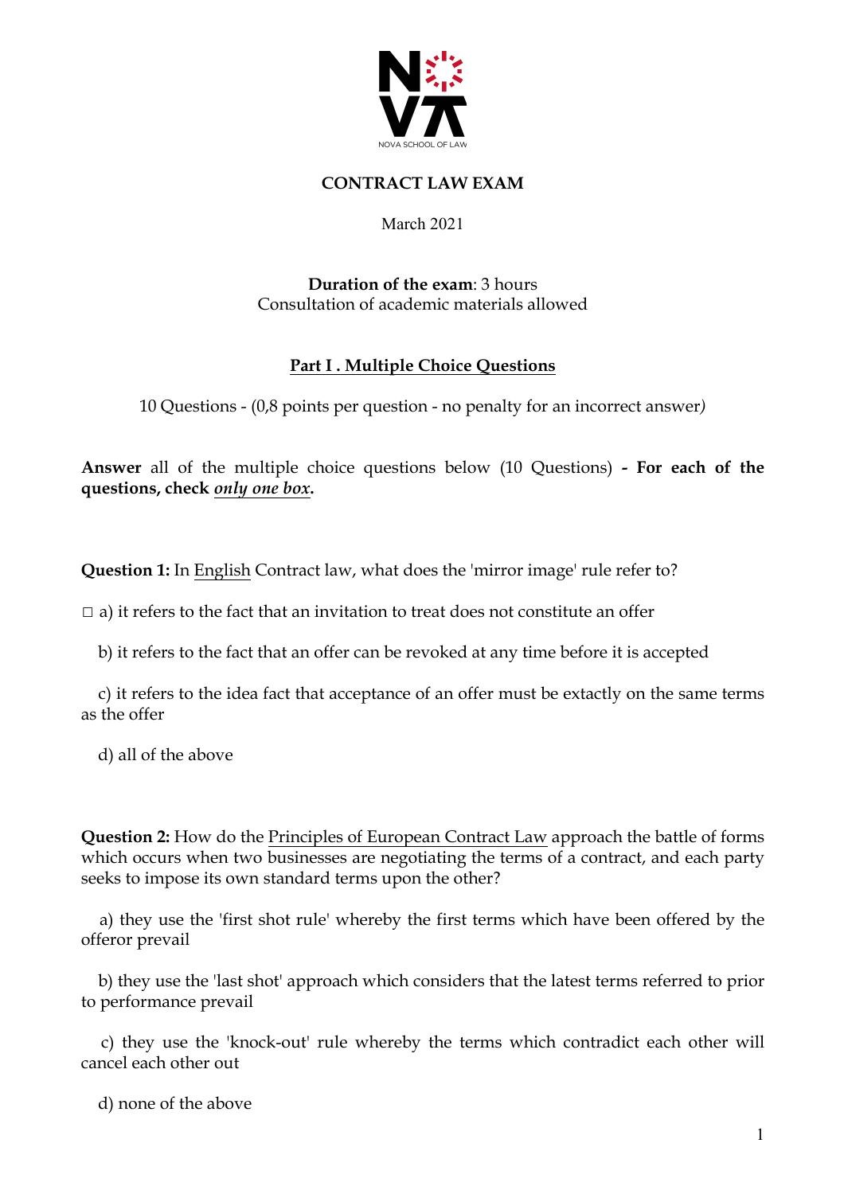NOVA SCHOOL OF LAW

# CONTRACT LAW EXAM

March 2021

**Duration of the exam**: 3 hours
Consultation of academic materials allowed

## Part I . Multiple Choice Questions

10 Questions - (0,8 points per question - no penalty for an incorrect answer)

**Answer** all of the multiple choice questions below (10 Questions) **- For each of the questions, check *only one box*.**

**Question 1:** In English Contract law, what does the 'mirror image' rule refer to?

□ a) it refers to the fact that an invitation to treat does not constitute an offer

b) it refers to the fact that an offer can be revoked at any time before it is accepted

c) it refers to the idea fact that acceptance of an offer must be extactly on the same terms as the offer

d) all of the above

**Question 2:** How do the Principles of European Contract Law approach the battle of forms which occurs when two businesses are negotiating the terms of a contract, and each party seeks to impose its own standard terms upon the other?

a) they use the 'first shot rule' whereby the first terms which have been offered by the offeror prevail

b) they use the 'last shot' approach which considers that the latest terms referred to prior to performance prevail

c) they use the 'knock-out' rule whereby the terms which contradict each other will cancel each other out

d) none of the above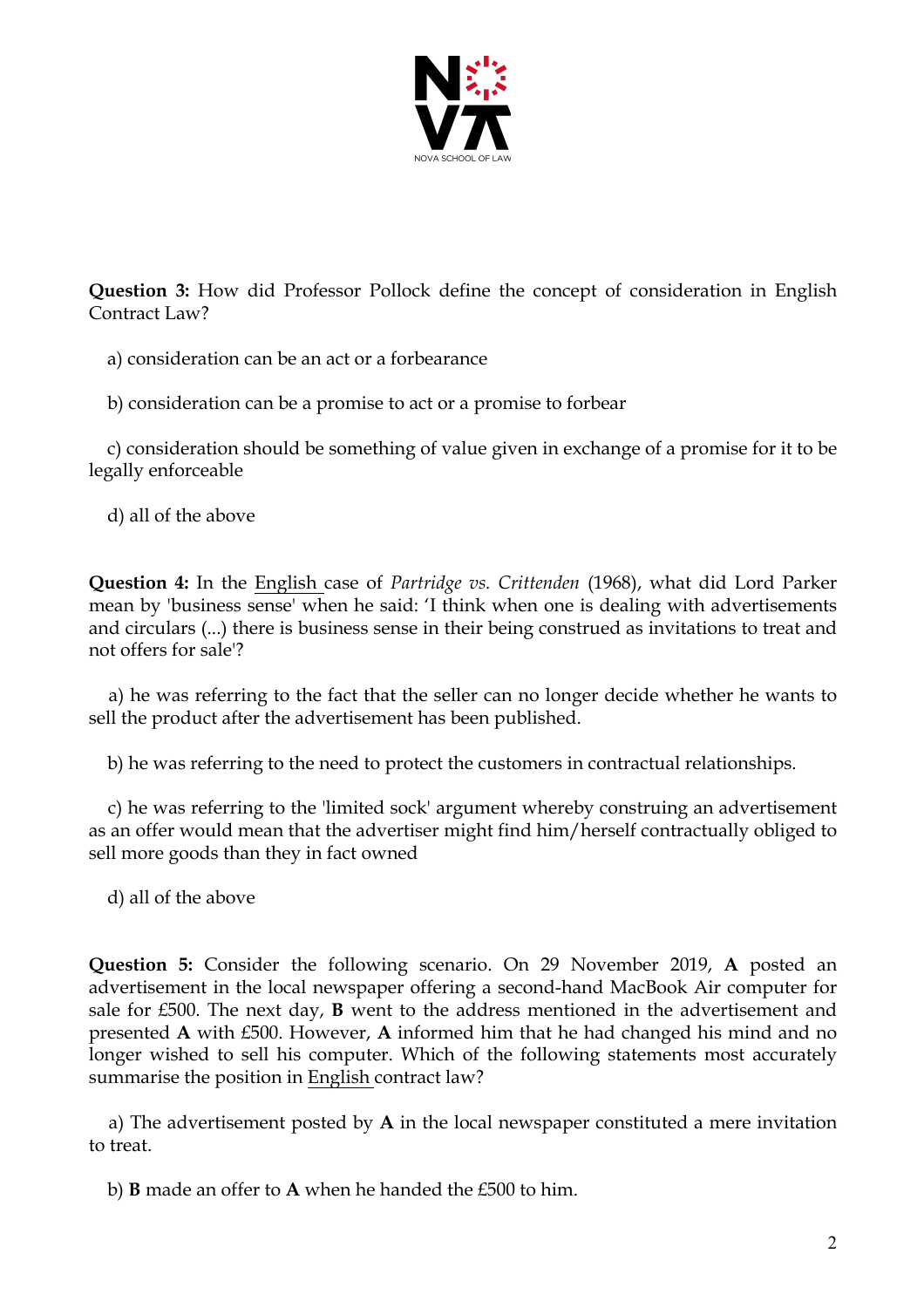**Question 3:** How did Professor Pollock define the concept of consideration in English Contract Law?

a) consideration can be an act or a forbearance

b) consideration can be a promise to act or a promise to forbear

c) consideration should be something of value given in exchange of a promise for it to be legally enforceable

d) all of the above

**Question 4:** In the English case of *Partridge vs. Crittenden* (1968), what did Lord Parker mean by 'business sense' when he said: 'I think when one is dealing with advertisements and circulars (...) there is business sense in their being construed as invitations to treat and not offers for sale'?

a) he was referring to the fact that the seller can no longer decide whether he wants to sell the product after the advertisement has been published.

b) he was referring to the need to protect the customers in contractual relationships.

c) he was referring to the 'limited sock' argument whereby construing an advertisement as an offer would mean that the advertiser might find him/herself contractually obliged to sell more goods than they in fact owned

d) all of the above

**Question 5:** Consider the following scenario. On 29 November 2019, **A** posted an advertisement in the local newspaper offering a second-hand MacBook Air computer for sale for £500. The next day, **B** went to the address mentioned in the advertisement and presented **A** with £500. However, **A** informed him that he had changed his mind and no longer wished to sell his computer. Which of the following statements most accurately summarise the position in English contract law?

a) The advertisement posted by **A** in the local newspaper constituted a mere invitation to treat.

b) **B** made an offer to **A** when he handed the £500 to him.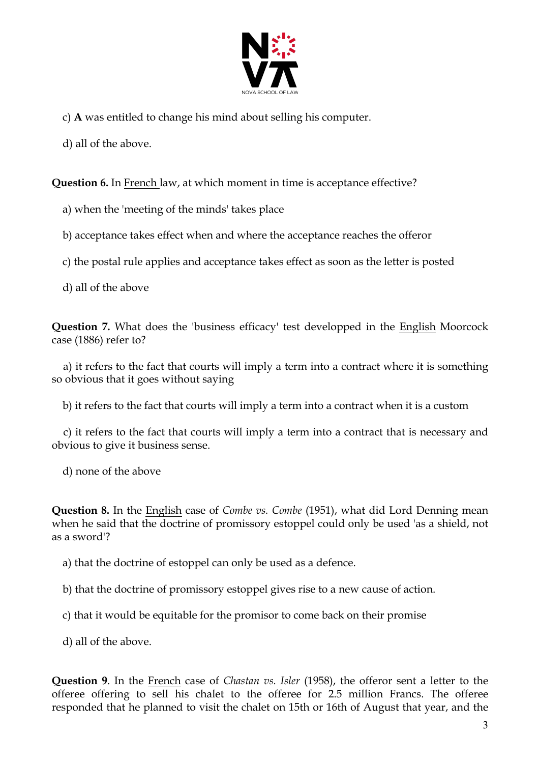c) **A** was entitled to change his mind about selling his computer.

d) all of the above.

**Question 6.** In French law, at which moment in time is acceptance effective?

a) when the 'meeting of the minds' takes place

b) acceptance takes effect when and where the acceptance reaches the offeror

c) the postal rule applies and acceptance takes effect as soon as the letter is posted

d) all of the above

**Question 7.** What does the 'business efficacy' test developped in the English Moorcock case (1886) refer to?

a) it refers to the fact that courts will imply a term into a contract where it is something so obvious that it goes without saying

b) it refers to the fact that courts will imply a term into a contract when it is a custom

c) it refers to the fact that courts will imply a term into a contract that is necessary and obvious to give it business sense.

d) none of the above

**Question 8.** In the English case of *Combe vs. Combe* (1951), what did Lord Denning mean when he said that the doctrine of promissory estoppel could only be used 'as a shield, not as a sword'?

a) that the doctrine of estoppel can only be used as a defence.

b) that the doctrine of promissory estoppel gives rise to a new cause of action.

c) that it would be equitable for the promisor to come back on their promise

d) all of the above.

**Question 9**. In the French case of *Chastan vs. Isler* (1958), the offeror sent a letter to the offeree offering to sell his chalet to the offeree for 2.5 million Francs. The offeree responded that he planned to visit the chalet on 15th or 16th of August that year, and the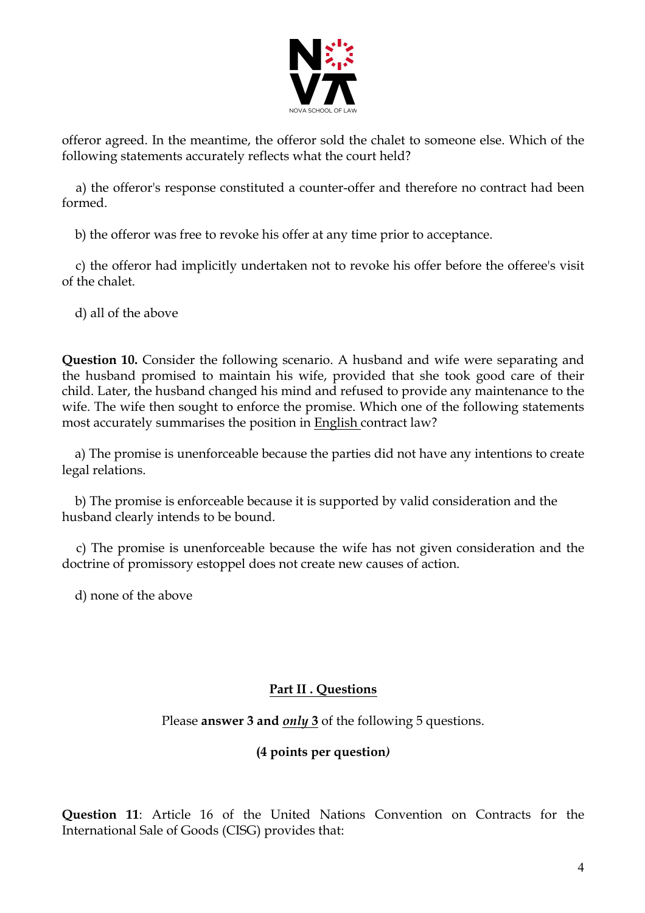offeror agreed. In the meantime, the offeror sold the chalet to someone else. Which of the following statements accurately reflects what the court held?

a) the offeror's response constituted a counter-offer and therefore no contract had been formed.

b) the offeror was free to revoke his offer at any time prior to acceptance.

c) the offeror had implicitly undertaken not to revoke his offer before the offeree's visit of the chalet.

d) all of the above

**Question 10.** Consider the following scenario. A husband and wife were separating and the husband promised to maintain his wife, provided that she took good care of their child. Later, the husband changed his mind and refused to provide any maintenance to the wife. The wife then sought to enforce the promise. Which one of the following statements most accurately summarises the position in <u>English</u> contract law?

a) The promise is unenforceable because the parties did not have any intentions to create legal relations.

b) The promise is enforceable because it is supported by valid consideration and the husband clearly intends to be bound.

c) The promise is unenforceable because the wife has not given consideration and the doctrine of promissory estoppel does not create new causes of action.

d) none of the above

## <u>Part II . Questions</u>

Please **answer 3 and *<u>only</u>* 3** of the following 5 questions.

**(4 points per question)**

**Question 11**: Article 16 of the United Nations Convention on Contracts for the International Sale of Goods (CISG) provides that: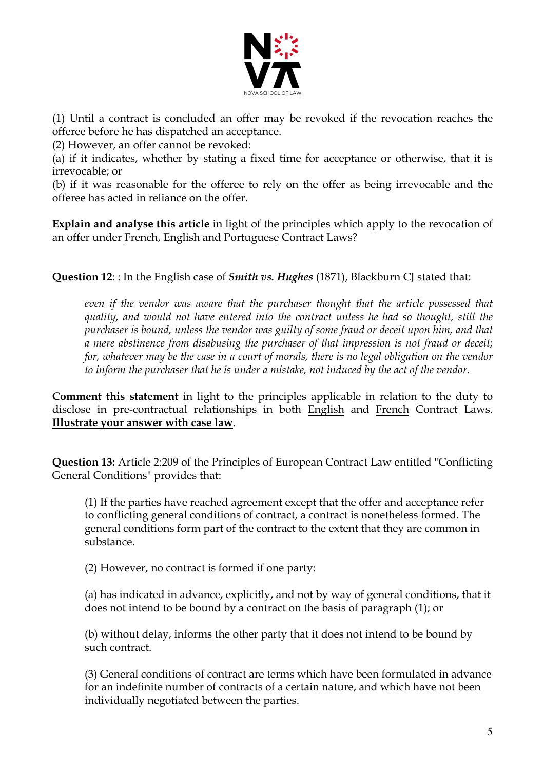(1) Until a contract is concluded an offer may be revoked if the revocation reaches the offeree before he has dispatched an acceptance.
(2) However, an offer cannot be revoked:
(a) if it indicates, whether by stating a fixed time for acceptance or otherwise, that it is irrevocable; or
(b) if it was reasonable for the offeree to rely on the offer as being irrevocable and the offeree has acted in reliance on the offer.

**Explain and analyse this article** in light of the principles which apply to the revocation of an offer under French, English and Portuguese Contract Laws?

**Question 12**: : In the English case of ***Smith vs. Hughes*** (1871), Blackburn CJ stated that:

> *even if the vendor was aware that the purchaser thought that the article possessed that quality, and would not have entered into the contract unless he had so thought, still the purchaser is bound, unless the vendor was guilty of some fraud or deceit upon him, and that a mere abstinence from disabusing the purchaser of that impression is not fraud or deceit; for, whatever may be the case in a court of morals, there is no legal obligation on the vendor to inform the purchaser that he is under a mistake, not induced by the act of the vendor.*

**Comment this statement** in light to the principles applicable in relation to the duty to disclose in pre-contractual relationships in both English and French Contract Laws. **Illustrate your answer with case law**.

**Question 13:** Article 2:209 of the Principles of European Contract Law entitled "Conflicting General Conditions" provides that:

> (1) If the parties have reached agreement except that the offer and acceptance refer to conflicting general conditions of contract, a contract is nonetheless formed. The general conditions form part of the contract to the extent that they are common in substance.
>
> (2) However, no contract is formed if one party:
>
> (a) has indicated in advance, explicitly, and not by way of general conditions, that it does not intend to be bound by a contract on the basis of paragraph (1); or
>
> (b) without delay, informs the other party that it does not intend to be bound by such contract.
>
> (3) General conditions of contract are terms which have been formulated in advance for an indefinite number of contracts of a certain nature, and which have not been individually negotiated between the parties.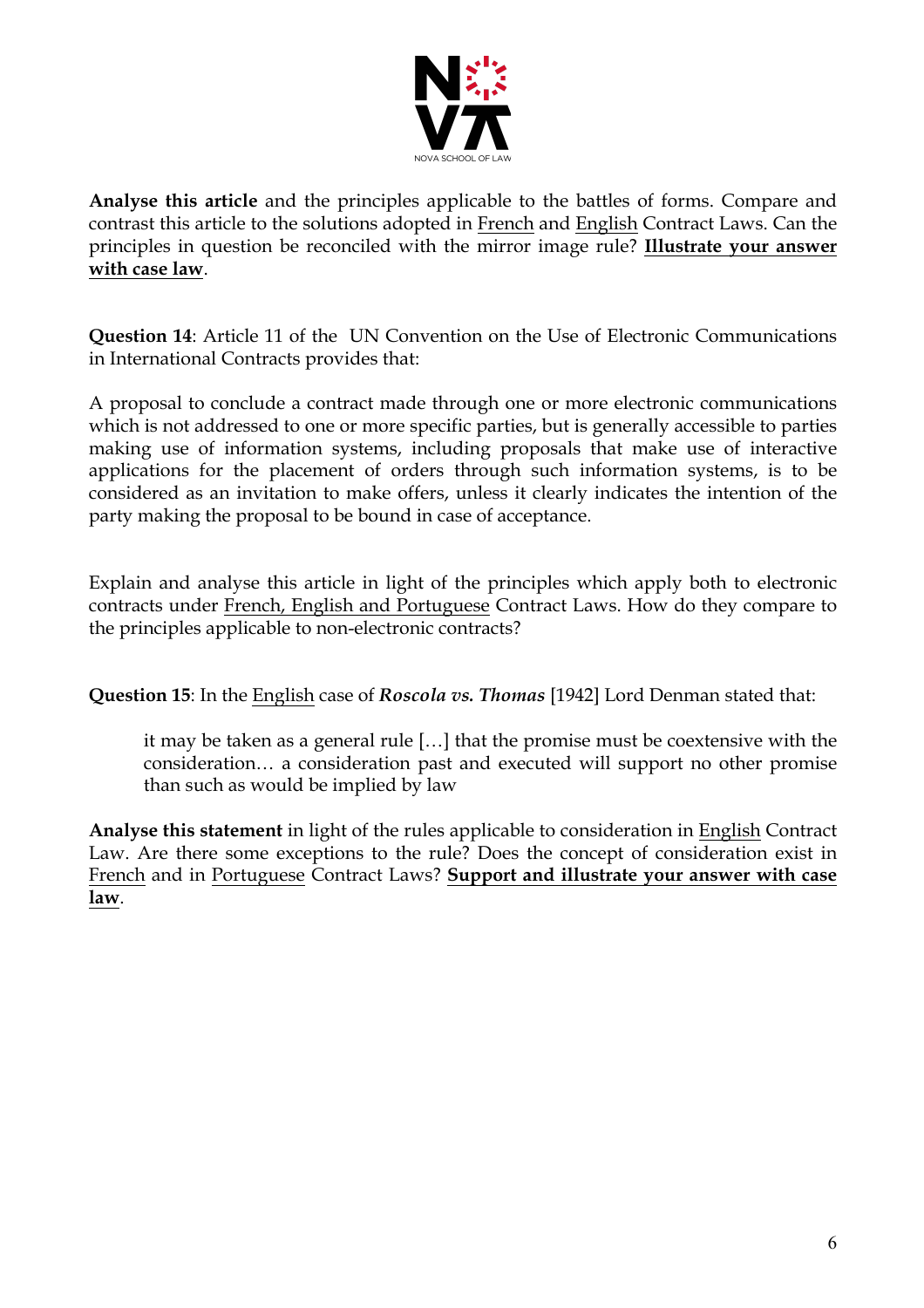**Analyse this article** and the principles applicable to the battles of forms. Compare and contrast this article to the solutions adopted in French and English Contract Laws. Can the principles in question be reconciled with the mirror image rule? **Illustrate your answer with case law**.

**Question 14**: Article 11 of the UN Convention on the Use of Electronic Communications in International Contracts provides that:

A proposal to conclude a contract made through one or more electronic communications which is not addressed to one or more specific parties, but is generally accessible to parties making use of information systems, including proposals that make use of interactive applications for the placement of orders through such information systems, is to be considered as an invitation to make offers, unless it clearly indicates the intention of the party making the proposal to be bound in case of acceptance.

Explain and analyse this article in light of the principles which apply both to electronic contracts under French, English and Portuguese Contract Laws. How do they compare to the principles applicable to non-electronic contracts?

**Question 15**: In the English case of ***Roscola vs. Thomas*** [1942] Lord Denman stated that:

> it may be taken as a general rule […] that the promise must be coextensive with the consideration… a consideration past and executed will support no other promise than such as would be implied by law

**Analyse this statement** in light of the rules applicable to consideration in English Contract Law. Are there some exceptions to the rule? Does the concept of consideration exist in French and in Portuguese Contract Laws? **Support and illustrate your answer with case law**.